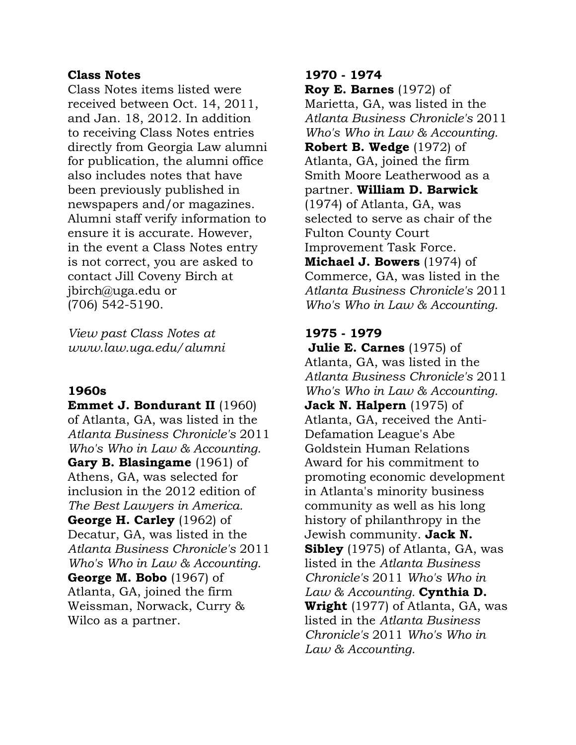## Class Notes

Class Notes items listed were received between Oct. 14, 2011, and Jan. 18, 2012. In addition to receiving Class Notes entries directly from Georgia Law alumni for publication, the alumni office also includes notes that have been previously published in newspapers and/or magazines. Alumni staff verify information to ensure it is accurate. However, in the event a Class Notes entry is not correct, you are asked to contact Jill Coveny Birch at jbirch@uga.edu or (706) 542-5190.

*View past Class Notes at www.law.uga.edu/alumni*

### 1960s

**Emmet J. Bondurant II** (1960) of Atlanta, GA, was listed in the *Atlanta Business Chronicle's* 2011 *Who's Who in Law & Accounting.* **Gary B. Blasingame** (1961) of Athens, GA, was selected for inclusion in the 2012 edition of *The Best Lawyers in America.* **George H. Carley** (1962) of Decatur, GA, was listed in the *Atlanta Business Chronicle's* 2011 *Who's Who in Law & Accounting.* **George M. Bobo** (1967) of Atlanta, GA, joined the firm Weissman, Norwack, Curry & Wilco as a partner.

### 1970 - 1974

**Roy E. Barnes** (1972) of Marietta, GA, was listed in the *Atlanta Business Chronicle's* 2011 *Who's Who in Law & Accounting.* **Robert B. Wedge** (1972) of Atlanta, GA, joined the firm Smith Moore Leatherwood as a partner. **William D. Barwick** (1974) of Atlanta, GA, was selected to serve as chair of the Fulton County Court Improvement Task Force. **Michael J. Bowers** (1974) of Commerce, GA, was listed in the *Atlanta Business Chronicle's* 2011 *Who's Who in Law & Accounting.*

### 1975 - 1979

**Julie E. Carnes** (1975) of Atlanta, GA, was listed in the *Atlanta Business Chronicle's* 2011 *Who's Who in Law & Accounting.* **Jack N. Halpern** (1975) of Atlanta, GA, received the Anti-Defamation League's Abe Goldstein Human Relations Award for his commitment to promoting economic development in Atlanta's minority business community as well as his long history of philanthropy in the Jewish community. **Jack N. Sibley** (1975) of Atlanta, GA, was listed in the *Atlanta Business Chronicle's* 2011 *Who's Who in Law & Accounting.* **Cynthia D. Wright** (1977) of Atlanta, GA, was listed in the *Atlanta Business Chronicle's* 2011 *Who's Who in Law & Accounting.*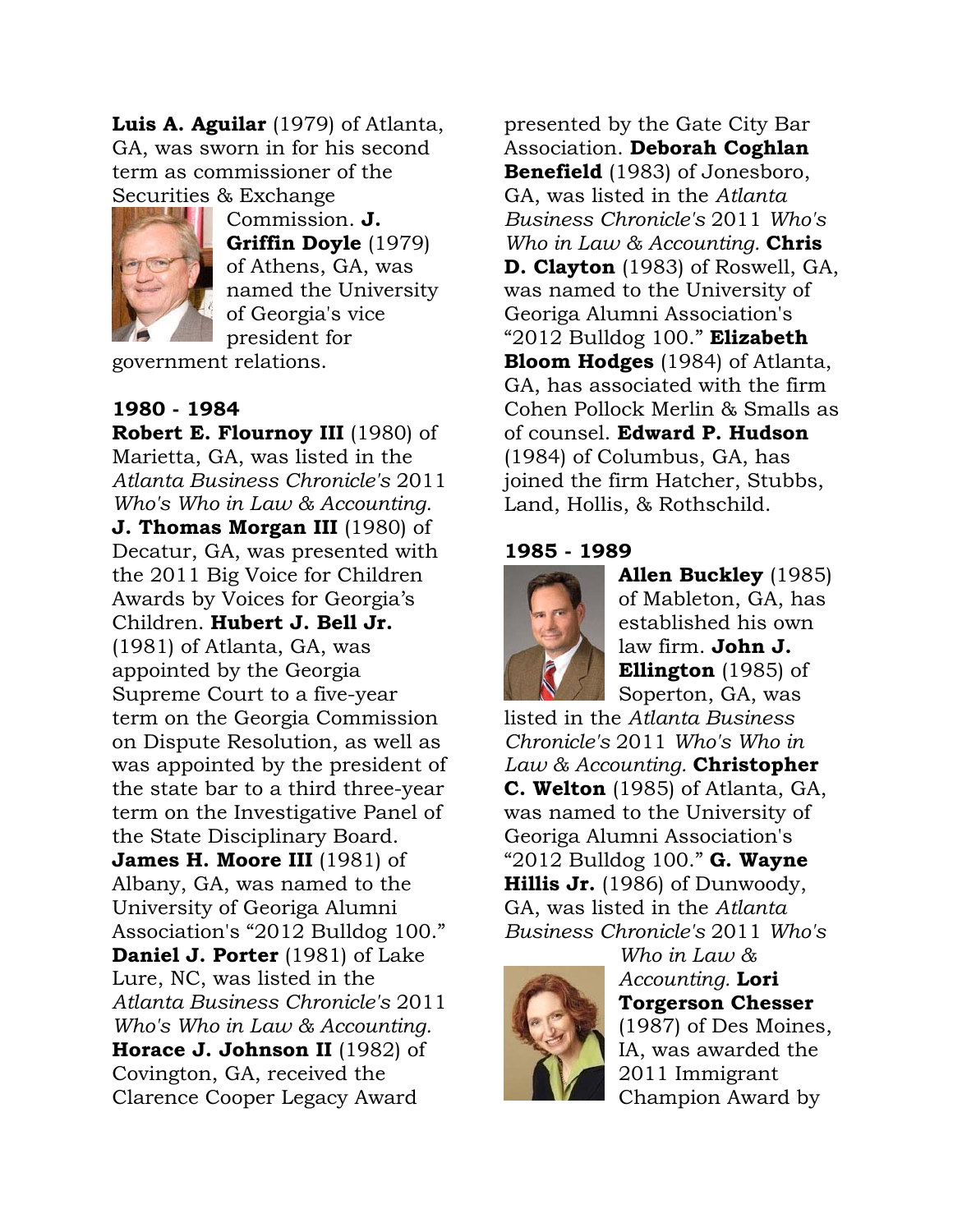**Luis A. Aguilar** (1979) of Atlanta, GA, was sworn in for his second term as commissioner of the Securities & Exchange Commission. **J. Griffin Doyle** (1979) of Athens, GA, was named the University of Georgia's vice president for government relations.

### 1980 - 1984

**Robert E. Flournoy III** (1980) of Marietta, GA, was listed in the *Atlanta Business Chronicle's* 2011 *Who's Who in Law & Accounting.* **J. Thomas Morgan III** (1980) of Decatur, GA, was presented with the 2011 Big Voice for Children Awards by Voices for Georgia's Children. **Hubert J. Bell Jr.** (1981) of Atlanta, GA, was appointed by the Georgia Supreme Court to a five-year term on the Georgia Commission on Dispute Resolution, as well as was appointed by the president of the state bar to a third three-year term on the Investigative Panel of the State Disciplinary Board. **James H. Moore III** (1981) of Albany, GA, was named to the University of Georiga Alumni Association's "2012 Bulldog 100." **Daniel J. Porter** (1981) of Lake Lure, NC, was listed in the *Atlanta Business Chronicle's* 2011 *Who's Who in Law & Accounting.* **Horace J. Johnson II** (1982) of Covington, GA, received the Clarence Cooper Legacy Award presented by the Gate City Bar Association. **Deborah Coghlan Benefield** (1983) of Jonesboro, GA, was listed in the *Atlanta Business Chronicle's* 2011 *Who's Who in Law & Accounting.* **Chris D. Clayton** (1983) of Roswell, GA, was named to the University of Georiga Alumni Association's "2012 Bulldog 100." **Elizabeth Bloom Hodges** (1984) of Atlanta, GA, has associated with the firm Cohen Pollock Merlin & Smalls as of counsel. **Edward P. Hudson** (1984) of Columbus, GA, has joined the firm Hatcher, Stubbs, Land, Hollis, & Rothschild.

### 1985 - 1989

**Allen Buckley** (1985) of Mableton, GA, has established his own law firm. **John J. Ellington** (1985) of Soperton, GA, was listed in the *Atlanta Business Chronicle's* 2011 *Who's Who in Law & Accounting.* **Christopher C. Welton** (1985) of Atlanta, GA, was named to the University of Georiga Alumni Association's "2012 Bulldog 100." **G. Wayne Hillis Jr.** (1986) of Dunwoody, GA, was listed in the *Atlanta Business Chronicle's* 2011 *Who's Who in Law & Accounting.* **Lori Torgerson Chesser** (1987) of Des Moines, IA, was awarded the 2011 Immigrant Champion Award by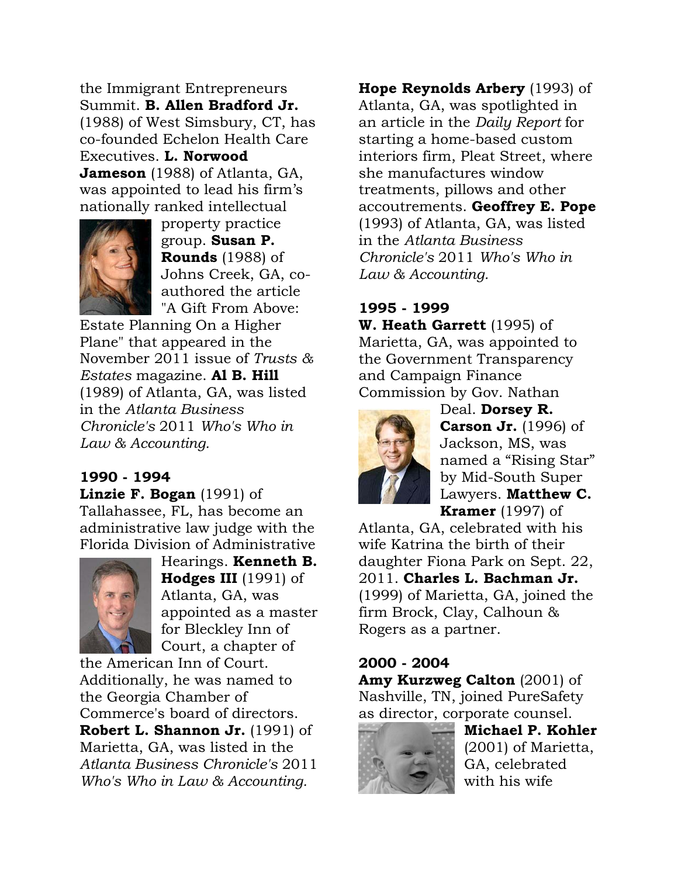the Immigrant Entrepreneurs Summit. **B. Allen Bradford Jr.** (1988) of West Simsbury, CT, has co-founded Echelon Health Care Executives. **L. Norwood Jameson** (1988) of Atlanta, GA, was appointed to lead his firm's nationally ranked intellectual property practice group. **Susan P. Rounds** (1988) of Johns Creek, GA, co-authored the article "A Gift From Above: Estate Planning On a Higher Plane" that appeared in the November 2011 issue of *Trusts & Estates* magazine. **Al B. Hill** (1989) of Atlanta, GA, was listed in the *Atlanta Business Chronicle's* 2011 *Who's Who in Law & Accounting.*

### 1990 - 1994

**Linzie F. Bogan** (1991) of Tallahassee, FL, has become an administrative law judge with the Florida Division of Administrative Hearings. **Kenneth B. Hodges III** (1991) of Atlanta, GA, was appointed as a master for Bleckley Inn of Court, a chapter of the American Inn of Court. Additionally, he was named to the Georgia Chamber of Commerce's board of directors. **Robert L. Shannon Jr.** (1991) of Marietta, GA, was listed in the *Atlanta Business Chronicle's* 2011 *Who's Who in Law & Accounting.*

**Hope Reynolds Arbery** (1993) of Atlanta, GA, was spotlighted in an article in the *Daily Report* for starting a home-based custom interiors firm, Pleat Street, where she manufactures window treatments, pillows and other accoutrements. **Geoffrey E. Pope** (1993) of Atlanta, GA, was listed in the *Atlanta Business Chronicle's* 2011 *Who's Who in Law & Accounting.*

### 1995 - 1999

**W. Heath Garrett** (1995) of Marietta, GA, was appointed to the Government Transparency and Campaign Finance Commission by Gov. Nathan Deal. **Dorsey R. Carson Jr.** (1996) of Jackson, MS, was named a "Rising Star" by Mid-South Super Lawyers. **Matthew C. Kramer** (1997) of Atlanta, GA, celebrated with his wife Katrina the birth of their daughter Fiona Park on Sept. 22, 2011. **Charles L. Bachman Jr.** (1999) of Marietta, GA, joined the firm Brock, Clay, Calhoun & Rogers as a partner.

### 2000 - 2004

**Amy Kurzweg Calton** (2001) of Nashville, TN, joined PureSafety as director, corporate counsel. **Michael P. Kohler** (2001) of Marietta, GA, celebrated with his wife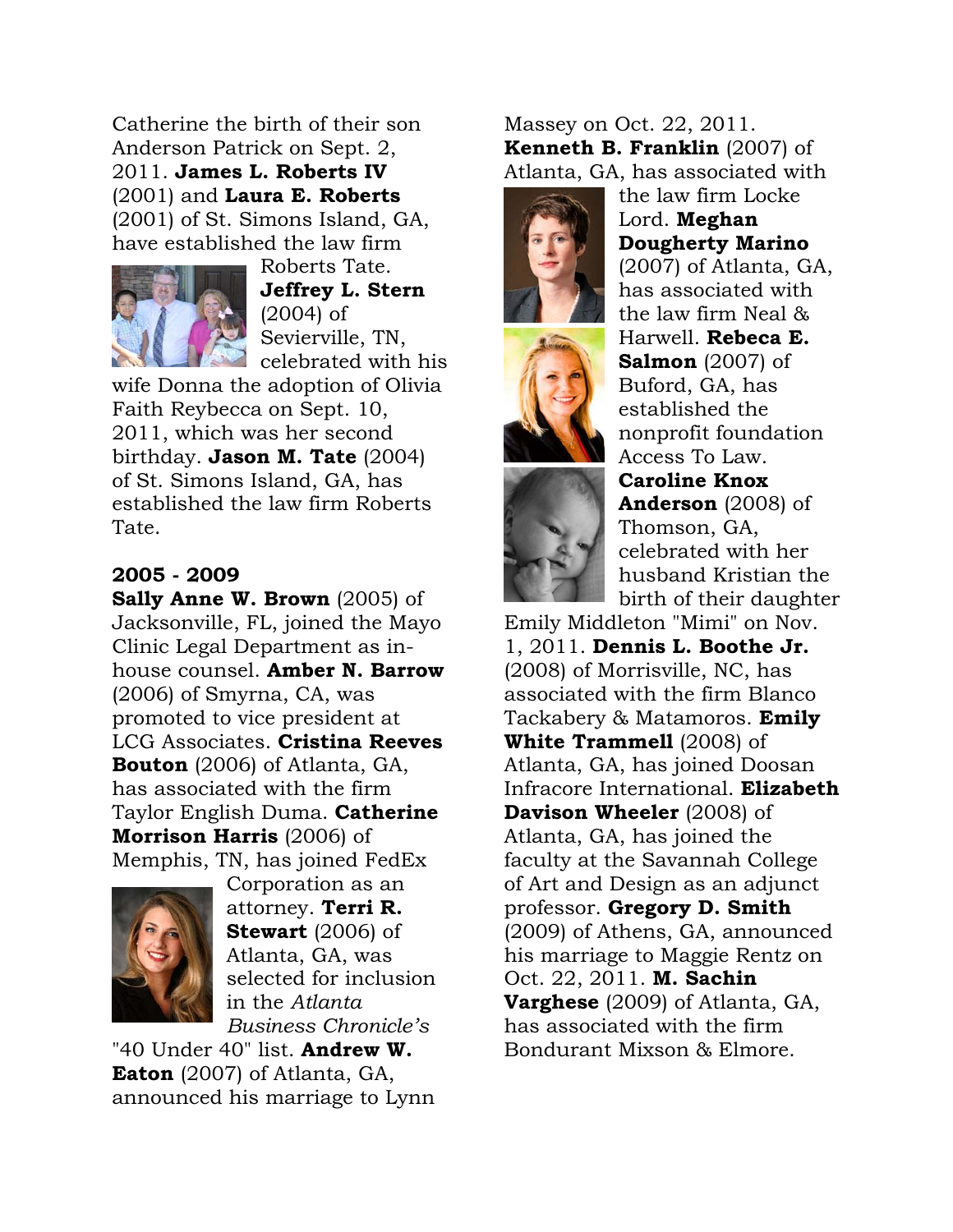Catherine the birth of their son Anderson Patrick on Sept. 2, 2011. **James L. Roberts IV** (2001) and **Laura E. Roberts** (2001) of St. Simons Island, GA, have established the law firm Roberts Tate. **Jeffrey L. Stern** (2004) of Sevierville, TN, celebrated with his wife Donna the adoption of Olivia Faith Reybecca on Sept. 10, 2011, which was her second birthday. **Jason M. Tate** (2004) of St. Simons Island, GA, has established the law firm Roberts Tate.

**2005 - 2009**

**Sally Anne W. Brown** (2005) of Jacksonville, FL, joined the Mayo Clinic Legal Department as in-house counsel. **Amber N. Barrow** (2006) of Smyrna, CA, was promoted to vice president at LCG Associates. **Cristina Reeves Bouton** (2006) of Atlanta, GA, has associated with the firm Taylor English Duma. **Catherine Morrison Harris** (2006) of Memphis, TN, has joined FedEx Corporation as an attorney. **Terri R. Stewart** (2006) of Atlanta, GA, was selected for inclusion in the *Atlanta Business Chronicle's* "40 Under 40" list. **Andrew W. Eaton** (2007) of Atlanta, GA, announced his marriage to Lynn Massey on Oct. 22, 2011. **Kenneth B. Franklin** (2007) of Atlanta, GA, has associated with the law firm Locke Lord. **Meghan Dougherty Marino** (2007) of Atlanta, GA, has associated with the law firm Neal & Harwell. **Rebeca E. Salmon** (2007) of Buford, GA, has established the nonprofit foundation Access To Law. **Caroline Knox Anderson** (2008) of Thomson, GA, celebrated with her husband Kristian the birth of their daughter Emily Middleton "Mimi" on Nov. 1, 2011. **Dennis L. Boothe Jr.** (2008) of Morrisville, NC, has associated with the firm Blanco Tackabery & Matamoros. **Emily White Trammell** (2008) of Atlanta, GA, has joined Doosan Infracore International. **Elizabeth Davison Wheeler** (2008) of Atlanta, GA, has joined the faculty at the Savannah College of Art and Design as an adjunct professor. **Gregory D. Smith** (2009) of Athens, GA, announced his marriage to Maggie Rentz on Oct. 22, 2011. **M. Sachin Varghese** (2009) of Atlanta, GA, has associated with the firm Bondurant Mixson & Elmore.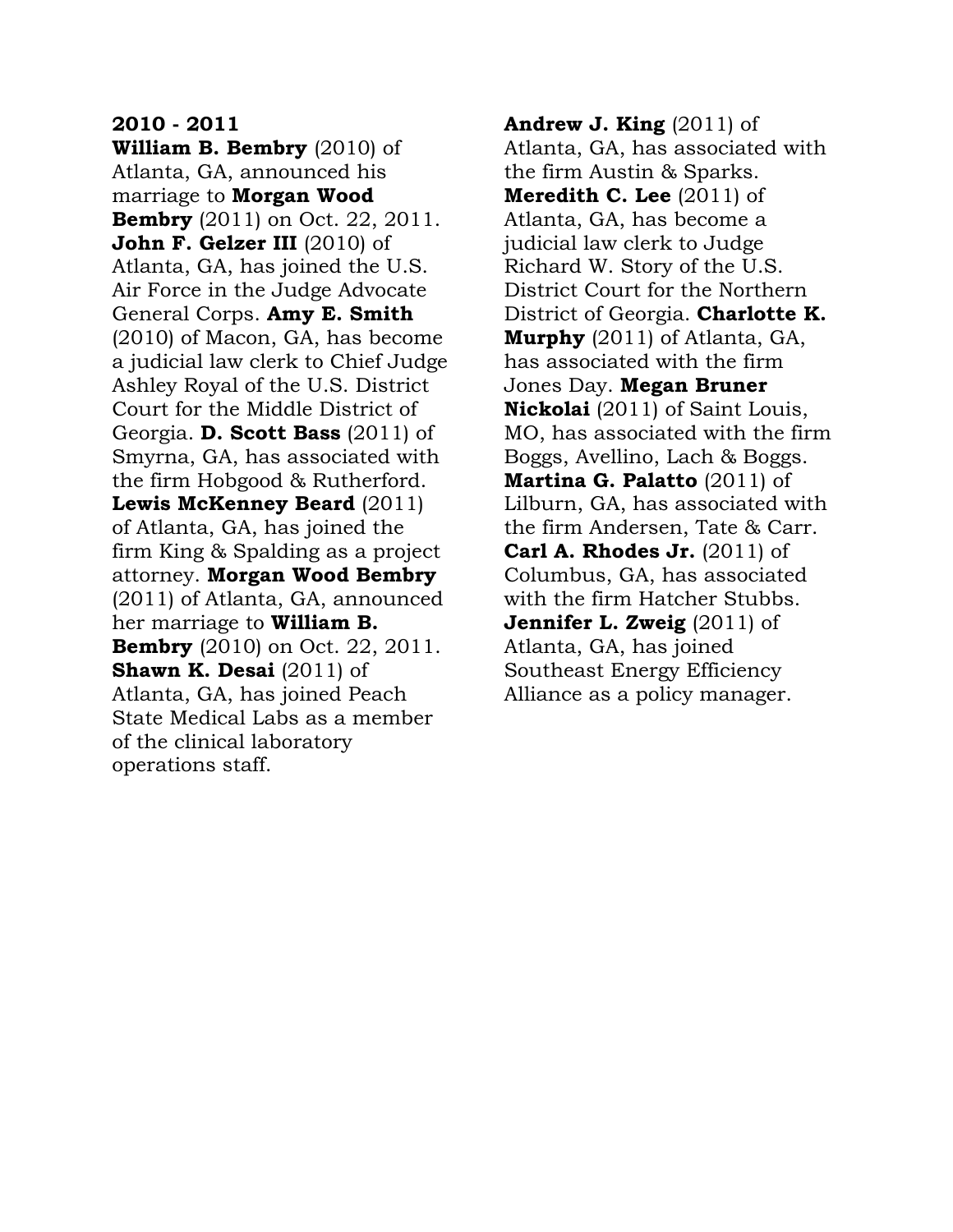**2010 - 2011**

**William B. Bembry** (2010) of Atlanta, GA, announced his marriage to **Morgan Wood Bembry** (2011) on Oct. 22, 2011. **John F. Gelzer III** (2010) of Atlanta, GA, has joined the U.S. Air Force in the Judge Advocate General Corps. **Amy E. Smith** (2010) of Macon, GA, has become a judicial law clerk to Chief Judge Ashley Royal of the U.S. District Court for the Middle District of Georgia. **D. Scott Bass** (2011) of Smyrna, GA, has associated with the firm Hobgood & Rutherford. **Lewis McKenney Beard** (2011) of Atlanta, GA, has joined the firm King & Spalding as a project attorney. **Morgan Wood Bembry** (2011) of Atlanta, GA, announced her marriage to **William B. Bembry** (2010) on Oct. 22, 2011. **Shawn K. Desai** (2011) of Atlanta, GA, has joined Peach State Medical Labs as a member of the clinical laboratory operations staff. **Andrew J. King** (2011) of Atlanta, GA, has associated with the firm Austin & Sparks. **Meredith C. Lee** (2011) of Atlanta, GA, has become a judicial law clerk to Judge Richard W. Story of the U.S. District Court for the Northern District of Georgia. **Charlotte K. Murphy** (2011) of Atlanta, GA, has associated with the firm Jones Day. **Megan Bruner Nickolai** (2011) of Saint Louis, MO, has associated with the firm Boggs, Avellino, Lach & Boggs. **Martina G. Palatto** (2011) of Lilburn, GA, has associated with the firm Andersen, Tate & Carr. **Carl A. Rhodes Jr.** (2011) of Columbus, GA, has associated with the firm Hatcher Stubbs. **Jennifer L. Zweig** (2011) of Atlanta, GA, has joined Southeast Energy Efficiency Alliance as a policy manager.